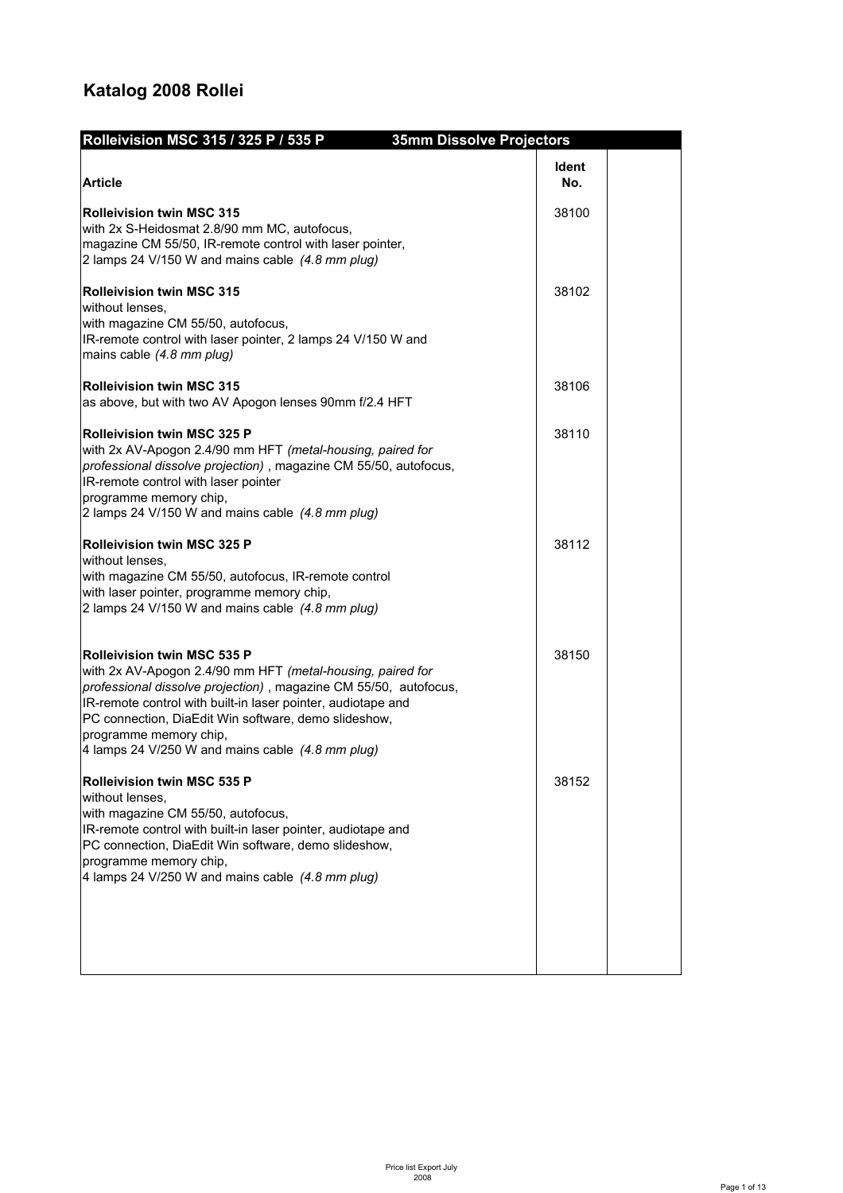# Katalog 2008 Rollei

| Rolleivision MSC 315 / 325 P / 535 P — 35mm Dissolve Projectors | | |
|---|---|---|
| **Article** | **Ident No.** | |
| **Rolleivision twin MSC 315**<br>with 2x S-Heidosmat 2.8/90 mm MC, autofocus,<br>magazine CM 55/50, IR-remote control with laser pointer,<br>2 lamps 24 V/150 W and mains cable *(4.8 mm plug)* | 38100 | |
| **Rolleivision twin MSC 315**<br>without lenses,<br>with magazine CM 55/50, autofocus,<br>IR-remote control with laser pointer, 2 lamps 24 V/150 W and<br>mains cable *(4.8 mm plug)* | 38102 | |
| **Rolleivision twin MSC 315**<br>as above, but with two AV Apogon lenses 90mm f/2.4 HFT | 38106 | |
| **Rolleivision twin MSC 325 P**<br>with 2x AV-Apogon 2.4/90 mm HFT *(metal-housing, paired for professional dissolve projection)* , magazine CM 55/50, autofocus,<br>IR-remote control with laser pointer<br>programme memory chip,<br>2 lamps 24 V/150 W and mains cable *(4.8 mm plug)* | 38110 | |
| **Rolleivision twin MSC 325 P**<br>without lenses,<br>with magazine CM 55/50, autofocus, IR-remote control<br>with laser pointer, programme memory chip,<br>2 lamps 24 V/150 W and mains cable *(4.8 mm plug)* | 38112 | |
| **Rolleivision twin MSC 535 P**<br>with 2x AV-Apogon 2.4/90 mm HFT *(metal-housing, paired for professional dissolve projection)* , magazine CM 55/50, autofocus,<br>IR-remote control with built-in laser pointer, audiotape and<br>PC connection, DiaEdit Win software, demo slideshow,<br>programme memory chip,<br>4 lamps 24 V/250 W and mains cable *(4.8 mm plug)* | 38150 | |
| **Rolleivision twin MSC 535 P**<br>without lenses,<br>with magazine CM 55/50, autofocus,<br>IR-remote control with built-in laser pointer, audiotape and<br>PC connection, DiaEdit Win software, demo slideshow,<br>programme memory chip,<br>4 lamps 24 V/250 W and mains cable *(4.8 mm plug)* | 38152 | |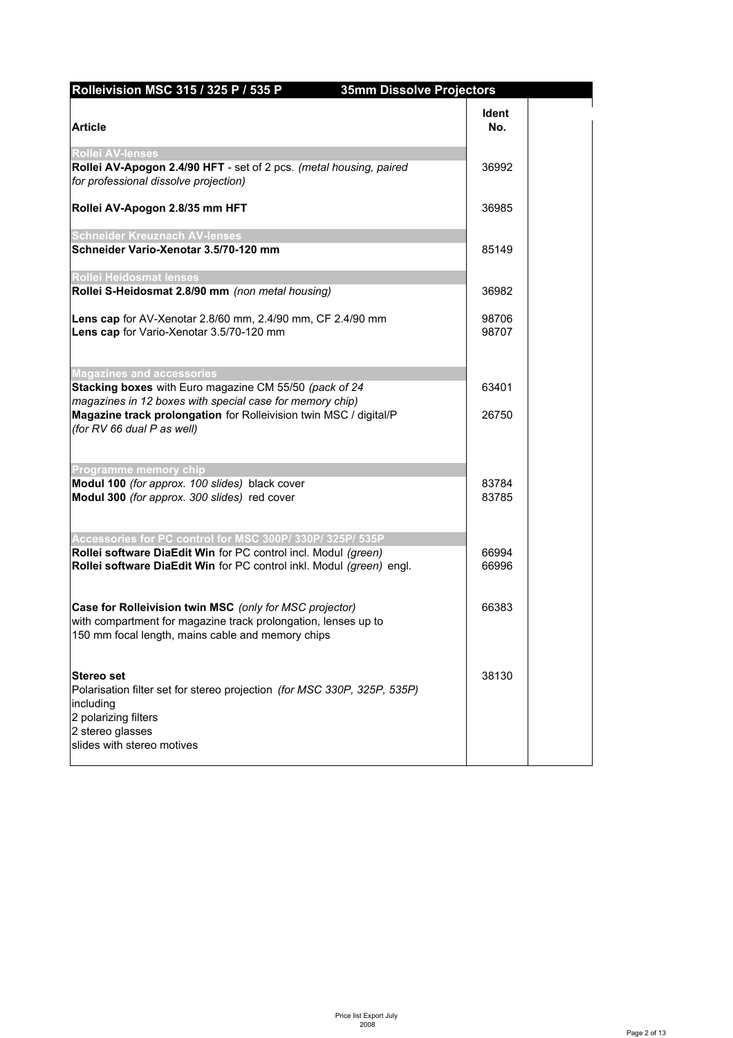| Rolleivision MSC 315 / 325 P / 535 P | 35mm Dissolve Projectors | |
|---|---|---|
| **Article** | **Ident No.** | |
| **Rollei AV-lenses** | | |
| **Rollei AV-Apogon 2.4/90 HFT** - set of 2 pcs. *(metal housing, paired for professional dissolve projection)* | 36992 | |
| **Rollei AV-Apogon 2.8/35 mm HFT** | 36985 | |
| **Schneider Kreuznach AV-lenses** | | |
| **Schneider Vario-Xenotar 3.5/70-120 mm** | 85149 | |
| **Rollei Heidosmat lenses** | | |
| **Rollei S-Heidosmat 2.8/90 mm** *(non metal housing)* | 36982 | |
| **Lens cap** for AV-Xenotar 2.8/60 mm, 2.4/90 mm, CF 2.4/90 mm | 98706 | |
| **Lens cap** for Vario-Xenotar 3.5/70-120 mm | 98707 | |
| **Magazines and accessories** | | |
| **Stacking boxes** with Euro magazine CM 55/50 *(pack of 24 magazines in 12 boxes with special case for memory chip)* | 63401 | |
| **Magazine track prolongation** for Rolleivision twin MSC / digital/P *(for RV 66 dual P as well)* | 26750 | |
| **Programme memory chip** | | |
| **Modul 100** *(for approx. 100 slides)* black cover | 83784 | |
| **Modul 300** *(for approx. 300 slides)* red cover | 83785 | |
| **Accessories for PC control for MSC 300P/ 330P/ 325P/ 535P** | | |
| **Rollei software DiaEdit Win** for PC control incl. Modul *(green)* | 66994 | |
| **Rollei software DiaEdit Win** for PC control inkl. Modul *(green)* engl. | 66996 | |
| **Case for Rolleivision twin MSC** *(only for MSC projector)* with compartment for magazine track prolongation, lenses up to 150 mm focal length, mains cable and memory chips | 66383 | |
| **Stereo set**<br>Polarisation filter set for stereo projection *(for MSC 330P, 325P, 535P)*<br>including<br>2 polarizing filters<br>2 stereo glasses<br>slides with stereo motives | 38130 | |

Price list Export July 2008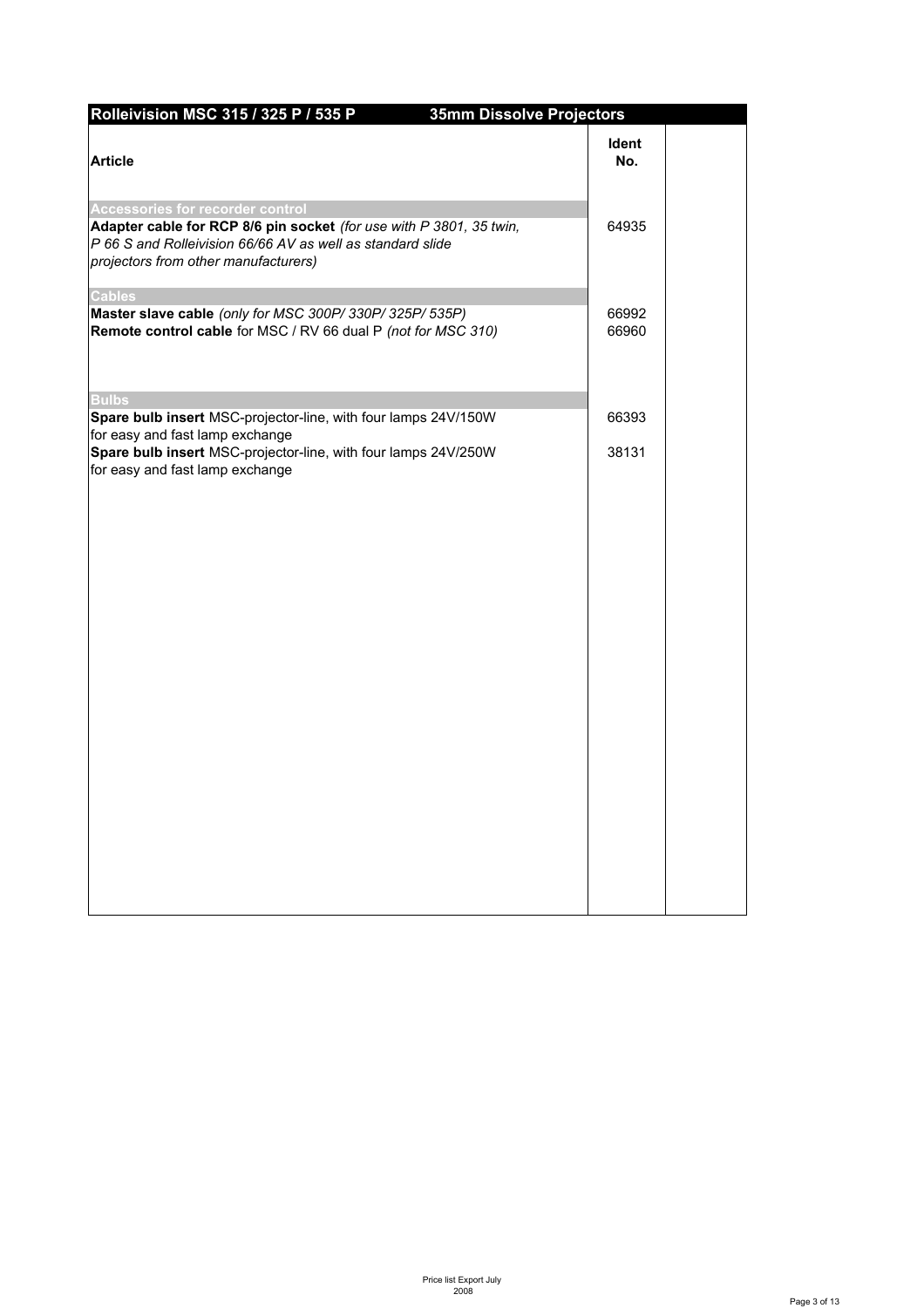| Rolleivision MSC 315 / 325 P / 535 P 35mm Dissolve Projectors | | |
|---|---|---|
| **Article** | **Ident No.** | |
| **Accessories for recorder control** | | |
| **Adapter cable for RCP 8/6 pin socket** *(for use with P 3801, 35 twin, P 66 S and Rolleivision 66/66 AV as well as standard slide projectors from other manufacturers)* | 64935 | |
| **Cables** | | |
| **Master slave cable** *(only for MSC 300P/ 330P/ 325P/ 535P)* | 66992 | |
| **Remote control cable** for MSC / RV 66 dual P *(not for MSC 310)* | 66960 | |
| **Bulbs** | | |
| **Spare bulb insert** MSC-projector-line, with four lamps 24V/150W for easy and fast lamp exchange | 66393 | |
| **Spare bulb insert** MSC-projector-line, with four lamps 24V/250W for easy and fast lamp exchange | 38131 | |

Price list Export July 2008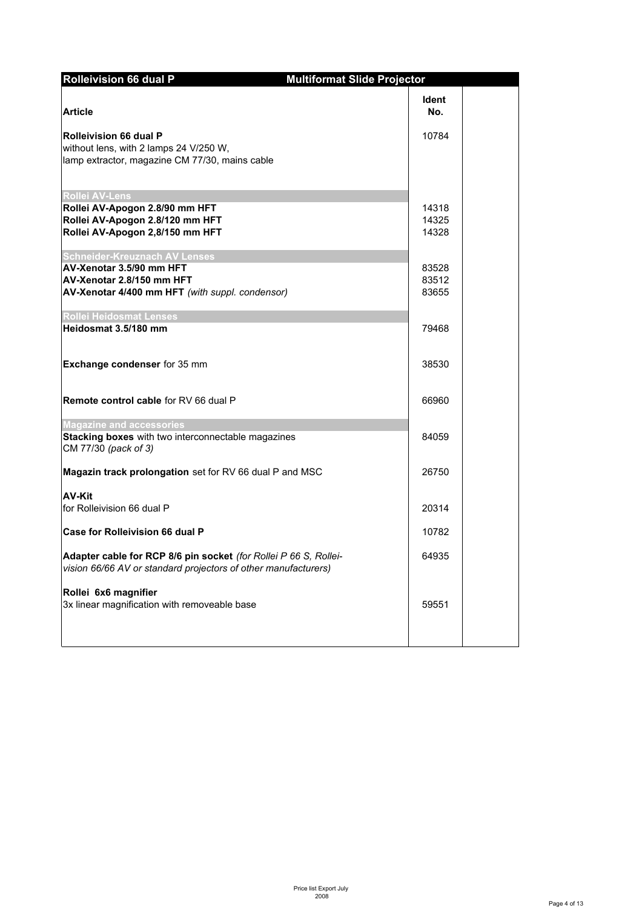| Rolleivision 66 dual P | Multiformat Slide Projector | |
|---|---|---|
| **Article** | **Ident No.** | |
| **Rolleivision 66 dual P**<br>without lens, with 2 lamps 24 V/250 W,<br>lamp extractor, magazine CM 77/30, mains cable | 10784 | |
| **Rollei AV-Lens** | | |
| **Rollei AV-Apogon 2.8/90 mm HFT** | 14318 | |
| **Rollei AV-Apogon 2.8/120 mm HFT** | 14325 | |
| **Rollei AV-Apogon 2,8/150 mm HFT** | 14328 | |
| **Schneider-Kreuznach AV Lenses** | | |
| **AV-Xenotar 3.5/90 mm HFT** | 83528 | |
| **AV-Xenotar 2.8/150 mm HFT** | 83512 | |
| **AV-Xenotar 4/400 mm HFT** *(with suppl. condensor)* | 83655 | |
| **Rollei Heidosmat Lenses** | | |
| **Heidosmat 3.5/180 mm** | 79468 | |
| **Exchange condenser** for 35 mm | 38530 | |
| **Remote control cable** for RV 66 dual P | 66960 | |
| **Magazine and accessories** | | |
| **Stacking boxes** with two interconnectable magazines CM 77/30 *(pack of 3)* | 84059 | |
| **Magazin track prolongation** set for RV 66 dual P and MSC | 26750 | |
| **AV-Kit**<br>for Rolleivision 66 dual P | 20314 | |
| **Case for Rolleivision 66 dual P** | 10782 | |
| **Adapter cable for RCP 8/6 pin socket** *(for Rollei P 66 S, Rolleivision 66/66 AV or standard projectors of other manufacturers)* | 64935 | |
| **Rollei 6x6 magnifier**<br>3x linear magnification with removeable base | 59551 | |

Price list Export July 2008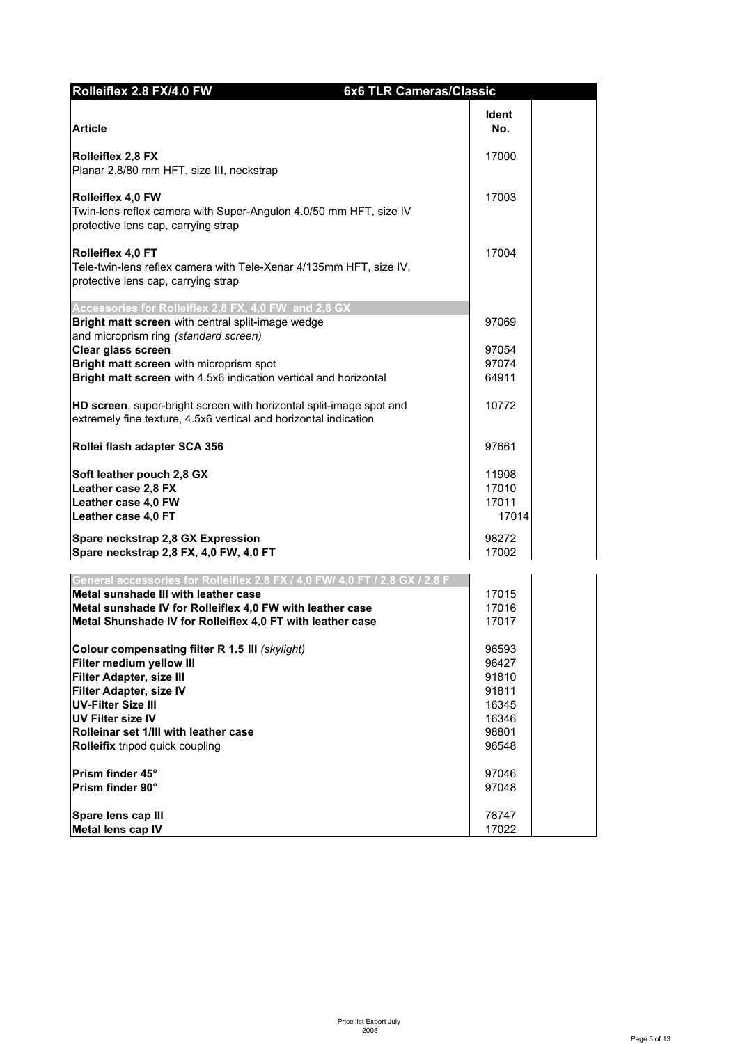## Rolleiflex 2.8 FX/4.0 FW — 6x6 TLR Cameras/Classic

| Article | Ident No. | |
|---|---|---|
| **Rolleiflex 2,8 FX**<br>Planar 2.8/80 mm HFT, size III, neckstrap | 17000 | |
| **Rolleiflex 4,0 FW**<br>Twin-lens reflex camera with Super-Angulon 4.0/50 mm HFT, size IV<br>protective lens cap, carrying strap | 17003 | |
| **Rolleiflex 4,0 FT**<br>Tele-twin-lens reflex camera with Tele-Xenar 4/135mm HFT, size IV,<br>protective lens cap, carrying strap | 17004 | |
| **Accessories for Rolleiflex 2,8 FX, 4,0 FW and 2,8 GX** | | |
| **Bright matt screen** with central split-image wedge<br>and microprism ring *(standard screen)* | 97069 | |
| **Clear glass screen** | 97054 | |
| **Bright matt screen** with microprism spot | 97074 | |
| **Bright matt screen** with 4.5x6 indication vertical and horizontal | 64911 | |
| **HD screen**, super-bright screen with horizontal split-image spot and<br>extremely fine texture, 4.5x6 vertical and horizontal indication | 10772 | |
| **Rollei flash adapter SCA 356** | 97661 | |
| **Soft leather pouch 2,8 GX** | 11908 | |
| **Leather case 2,8 FX** | 17010 | |
| **Leather case 4,0 FW** | 17011 | |
| **Leather case 4,0 FT** | 17014 | |
| **Spare neckstrap 2,8 GX Expression** | 98272 | |
| **Spare neckstrap 2,8 FX, 4,0 FW, 4,0 FT** | 17002 | |
| **General accessories for Rolleiflex 2,8 FX / 4,0 FW/ 4,0 FT / 2,8 GX / 2,8 F** | | |
| **Metal sunshade III with leather case** | 17015 | |
| **Metal sunshade IV for Rolleiflex 4,0 FW with leather case** | 17016 | |
| **Metal Shunshade IV for Rolleiflex 4,0 FT with leather case** | 17017 | |
| **Colour compensating filter R 1.5 III** *(skylight)* | 96593 | |
| **Filter medium yellow III** | 96427 | |
| **Filter Adapter, size III** | 91810 | |
| **Filter Adapter, size IV** | 91811 | |
| **UV-Filter Size III** | 16345 | |
| **UV Filter size IV** | 16346 | |
| **Rolleinar set 1/III with leather case** | 98801 | |
| **Rolleifix** tripod quick coupling | 96548 | |
| **Prism finder 45°** | 97046 | |
| **Prism finder 90°** | 97048 | |
| **Spare lens cap III** | 78747 | |
| **Metal lens cap IV** | 17022 | |

Price list Export July 2008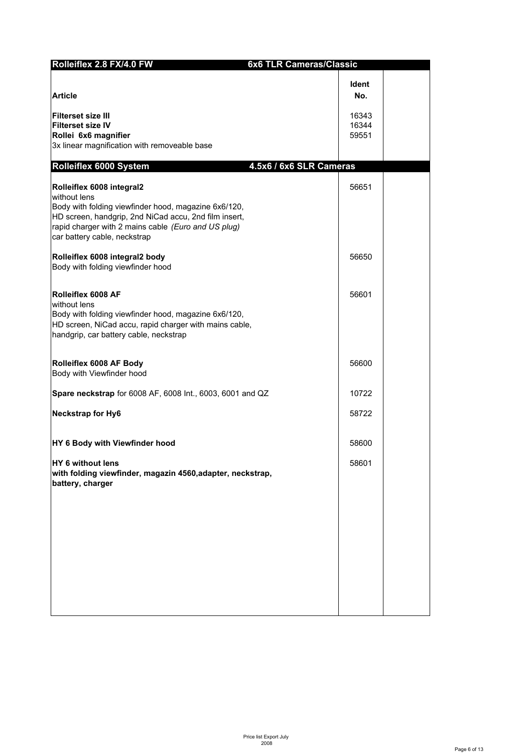| Rolleiflex 2.8 FX/4.0 FW — 6x6 TLR Cameras/Classic | | |
|---|---|---|
| **Article** | **Ident No.** | |
| **Filterset size III** | 16343 | |
| **Filterset size IV** | 16344 | |
| **Rollei 6x6 magnifier**<br>3x linear magnification with removeable base | 59551 | |

| Rolleiflex 6000 System — 4.5x6 / 6x6 SLR Cameras | | |
|---|---|---|
| **Rolleiflex 6008 integral2**<br>without lens<br>Body with folding viewfinder hood, magazine 6x6/120, HD screen, handgrip, 2nd NiCad accu, 2nd film insert, rapid charger with 2 mains cable *(Euro and US plug)* car battery cable, neckstrap | 56651 | |
| **Rolleiflex 6008 integral2 body**<br>Body with folding viewfinder hood | 56650 | |
| **Rolleiflex 6008 AF**<br>without lens<br>Body with folding viewfinder hood, magazine 6x6/120, HD screen, NiCad accu, rapid charger with mains cable, handgrip, car battery cable, neckstrap | 56601 | |
| **Rolleiflex 6008 AF Body**<br>Body with Viewfinder hood | 56600 | |
| **Spare neckstrap** for 6008 AF, 6008 Int., 6003, 6001 and QZ | 10722 | |
| **Neckstrap for Hy6** | 58722 | |
| **HY 6 Body with Viewfinder hood** | 58600 | |
| **HY 6 without lens**<br>**with folding viewfinder, magazin 4560,adapter, neckstrap, battery, charger** | 58601 | |

Price list Export July 2008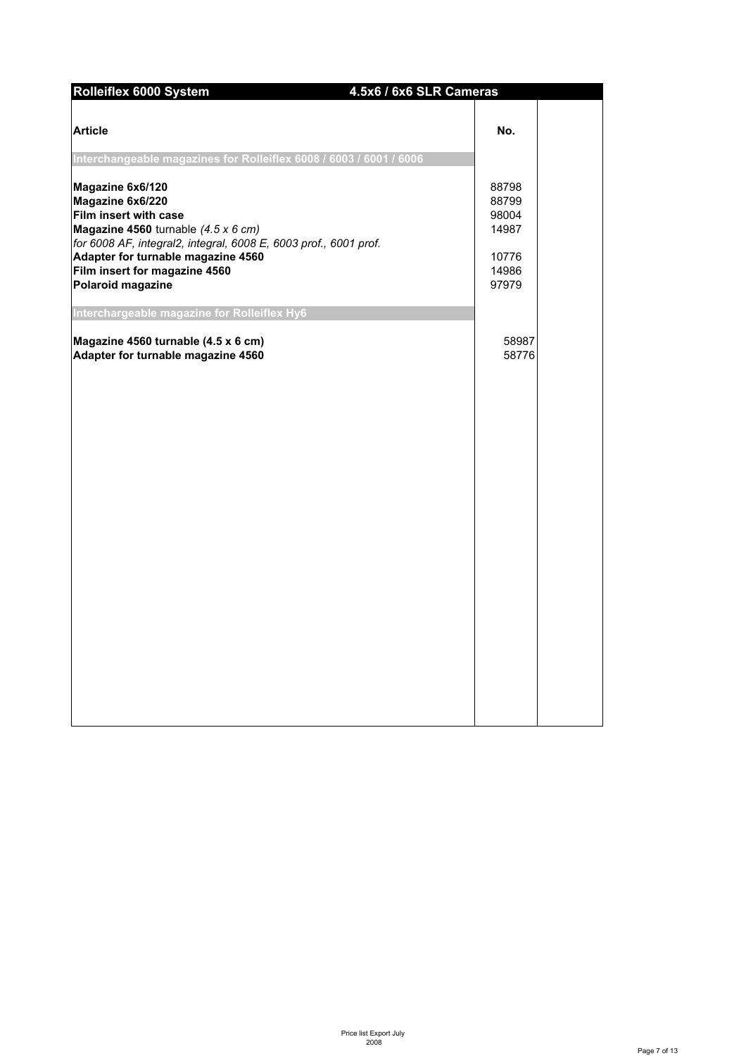| Rolleiflex 6000 System | 4.5x6 / 6x6 SLR Cameras | |
|---|---|---|
| **Article** | **No.** | |
| **Interchangeable magazines for Rolleiflex 6008 / 6003 / 6001 / 6006** | | |
| **Magazine 6x6/120** | 88798 | |
| **Magazine 6x6/220** | 88799 | |
| **Film insert with case** | 98004 | |
| **Magazine 4560** turnable *(4.5 x 6 cm)* | 14987 | |
| *for 6008 AF, integral2, integral, 6008 E, 6003 prof., 6001 prof.* | | |
| **Adapter for turnable magazine 4560** | 10776 | |
| **Film insert for magazine 4560** | 14986 | |
| **Polaroid magazine** | 97979 | |
| **Interchargeable magazine for Rolleiflex Hy6** | | |
| **Magazine 4560 turnable (4.5 x 6 cm)** | 58987 | |
| **Adapter for turnable magazine 4560** | 58776 | |

Price list Export July 2008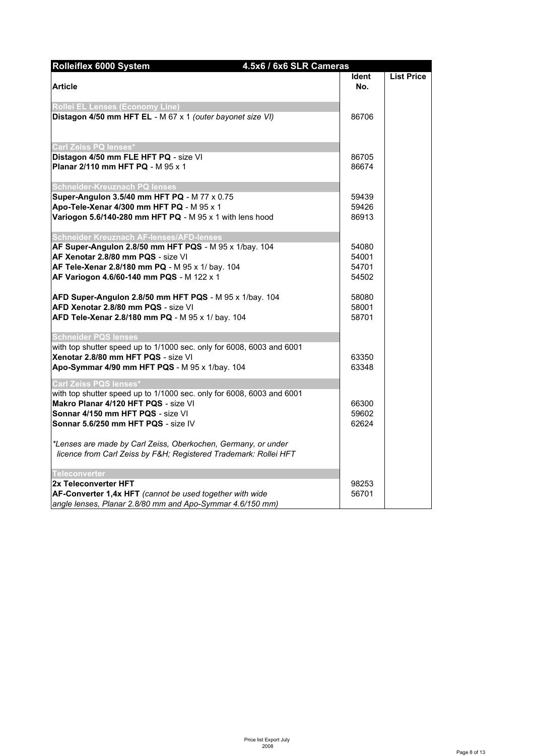| Rolleiflex 6000 System | 4.5x6 / 6x6 SLR Cameras | |
|---|---|---|
| **Article** | **Ident No.** | **List Price** |
| **Rollei EL Lenses (Economy Line)** | | |
| **Distagon 4/50 mm HFT EL** - M 67 x 1 *(outer bayonet size VI)* | 86706 | |
| **Carl Zeiss PQ lenses*** | | |
| **Distagon 4/50 mm FLE HFT PQ** - size VI | 86705 | |
| **Planar 2/110 mm HFT PQ** - M 95 x 1 | 86674 | |
| **Schneider-Kreuznach PQ lenses** | | |
| **Super-Angulon 3.5/40 mm HFT PQ** - M 77 x 0.75 | 59439 | |
| **Apo-Tele-Xenar 4/300 mm HFT PQ** - M 95 x 1 | 59426 | |
| **Variogon 5.6/140-280 mm HFT PQ** - M 95 x 1 with lens hood | 86913 | |
| **Schneider Kreuznach AF-lenses/AFD-lenses** | | |
| **AF Super-Angulon 2.8/50 mm HFT PQS** - M 95 x 1/bay. 104 | 54080 | |
| **AF Xenotar 2.8/80 mm PQS** - size VI | 54001 | |
| **AF Tele-Xenar 2.8/180 mm PQ** - M 95 x 1/ bay. 104 | 54701 | |
| **AF Variogon 4.6/60-140 mm PQS** - M 122 x 1 | 54502 | |
| **AFD Super-Angulon 2.8/50 mm HFT PQS** - M 95 x 1/bay. 104 | 58080 | |
| **AFD Xenotar 2.8/80 mm PQS** - size VI | 58001 | |
| **AFD Tele-Xenar 2.8/180 mm PQ** - M 95 x 1/ bay. 104 | 58701 | |
| **Schneider PQS lenses** | | |
| with top shutter speed up to 1/1000 sec. only for 6008, 6003 and 6001 | | |
| **Xenotar 2.8/80 mm HFT PQS** - size VI | 63350 | |
| **Apo-Symmar 4/90 mm HFT PQS** - M 95 x 1/bay. 104 | 63348 | |
| **Carl Zeiss PQS lenses*** | | |
| with top shutter speed up to 1/1000 sec. only for 6008, 6003 and 6001 | | |
| **Makro Planar 4/120 HFT PQS** - size VI | 66300 | |
| **Sonnar 4/150 mm HFT PQS** - size VI | 59602 | |
| **Sonnar 5.6/250 mm HFT PQS** - size IV | 62624 | |
| *\*Lenses are made by Carl Zeiss, Oberkochen, Germany, or under licence from Carl Zeiss by F&H; Registered Trademark: Rollei HFT* | | |
| **Teleconverter** | | |
| **2x Teleconverter HFT** | 98253 | |
| **AF-Converter 1,4x HFT** *(cannot be used together with wide angle lenses, Planar 2.8/80 mm and Apo-Symmar 4.6/150 mm)* | 56701 | |

Price list Export July 2008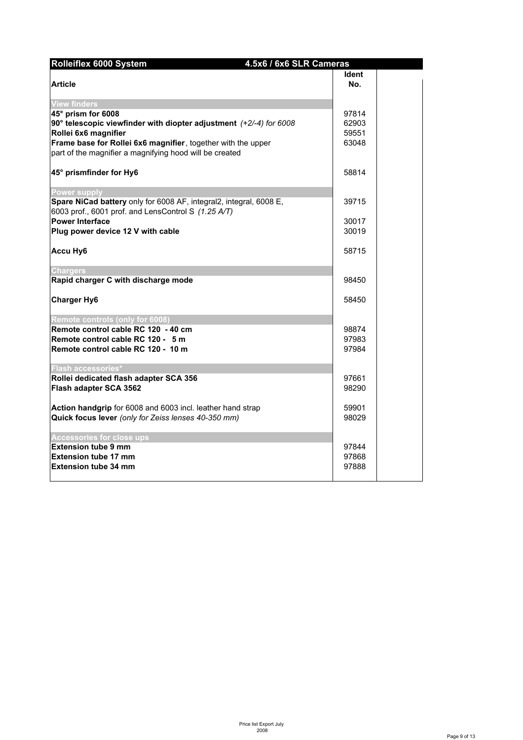| Rolleiflex 6000 System | 4.5x6 / 6x6 SLR Cameras | |
|---|---|---|
| **Article** | **Ident No.** | |
| **View finders** | | |
| **45° prism for 6008** | 97814 | |
| **90° telescopic viewfinder with diopter adjustment** *(+2/-4) for 6008* | 62903 | |
| **Rollei 6x6 magnifier** | 59551 | |
| **Frame base for Rollei 6x6 magnifier**, together with the upper part of the magnifier a magnifying hood will be created | 63048 | |
| **45° prismfinder for Hy6** | 58814 | |
| **Power supply** | | |
| **Spare NiCad battery** only for 6008 AF, integral2, integral, 6008 E, 6003 prof., 6001 prof. and LensControl S *(1.25 A/T)* | 39715 | |
| **Power Interface** | 30017 | |
| **Plug power device 12 V with cable** | 30019 | |
| **Accu Hy6** | 58715 | |
| **Chargers** | | |
| **Rapid charger C with discharge mode** | 98450 | |
| **Charger Hy6** | 58450 | |
| **Remote controls (only for 6008)** | | |
| **Remote control cable RC 120 - 40 cm** | 98874 | |
| **Remote control cable RC 120 - 5 m** | 97983 | |
| **Remote control cable RC 120 - 10 m** | 97984 | |
| **Flash accessories*** | | |
| **Rollei dedicated flash adapter SCA 356** | 97661 | |
| **Flash adapter SCA 3562** | 98290 | |
| **Action handgrip** for 6008 and 6003 incl. leather hand strap | 59901 | |
| **Quick focus lever** *(only for Zeiss lenses 40-350 mm)* | 98029 | |
| **Accessories for close ups** | | |
| **Extension tube 9 mm** | 97844 | |
| **Extension tube 17 mm** | 97868 | |
| **Extension tube 34 mm** | 97888 | |

Price list Export July 2008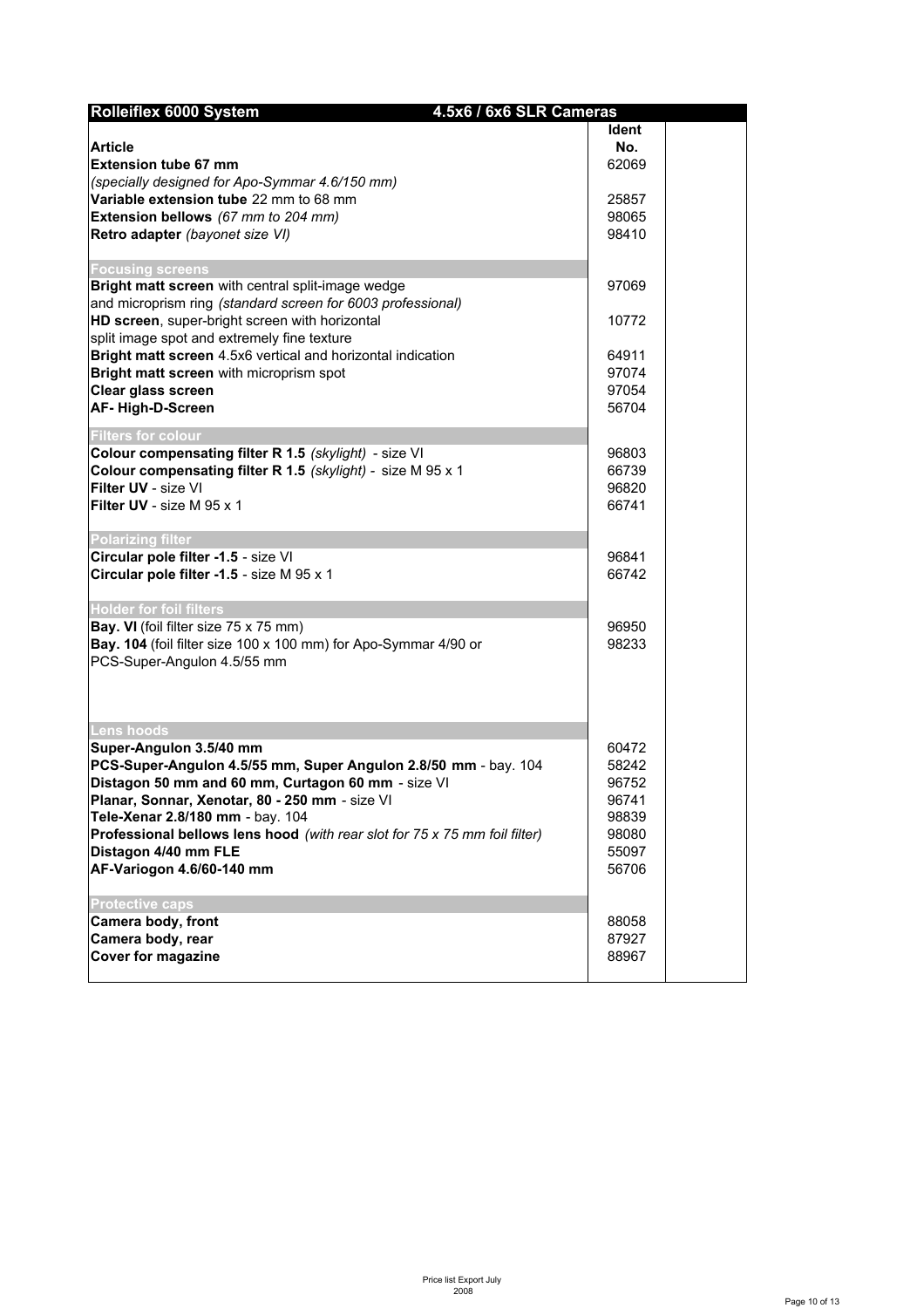| Rolleiflex 6000 System | 4.5x6 / 6x6 SLR Cameras | |
|---|---|---|
| **Article** | **Ident No.** | |
| **Extension tube 67 mm** *(specially designed for Apo-Symmar 4.6/150 mm)* | 62069 | |
| **Variable extension tube** 22 mm to 68 mm | 25857 | |
| **Extension bellows** *(67 mm to 204 mm)* | 98065 | |
| **Retro adapter** *(bayonet size VI)* | 98410 | |
| **Focusing screens** | | |
| **Bright matt screen** with central split-image wedge and microprism ring *(standard screen for 6003 professional)* | 97069 | |
| **HD screen**, super-bright screen with horizontal split image spot and extremely fine texture | 10772 | |
| **Bright matt screen** 4.5x6 vertical and horizontal indication | 64911 | |
| **Bright matt screen** with microprism spot | 97074 | |
| **Clear glass screen** | 97054 | |
| **AF- High-D-Screen** | 56704 | |
| **Filters for colour** | | |
| **Colour compensating filter R 1.5** *(skylight)* - size VI | 96803 | |
| **Colour compensating filter R 1.5** *(skylight)* - size M 95 x 1 | 66739 | |
| **Filter UV** - size VI | 96820 | |
| **Filter UV** - size M 95 x 1 | 66741 | |
| **Polarizing filter** | | |
| **Circular pole filter -1.5** - size VI | 96841 | |
| **Circular pole filter -1.5** - size M 95 x 1 | 66742 | |
| **Holder for foil filters** | | |
| **Bay. VI** (foil filter size 75 x 75 mm) | 96950 | |
| **Bay. 104** (foil filter size 100 x 100 mm) for Apo-Symmar 4/90 or PCS-Super-Angulon 4.5/55 mm | 98233 | |
| **Lens hoods** | | |
| **Super-Angulon 3.5/40 mm** | 60472 | |
| **PCS-Super-Angulon 4.5/55 mm, Super Angulon 2.8/50 mm** - bay. 104 | 58242 | |
| **Distagon 50 mm and 60 mm, Curtagon 60 mm** - size VI | 96752 | |
| **Planar, Sonnar, Xenotar, 80 - 250 mm** - size VI | 96741 | |
| **Tele-Xenar 2.8/180 mm** - bay. 104 | 98839 | |
| **Professional bellows lens hood** *(with rear slot for 75 x 75 mm foil filter)* | 98080 | |
| **Distagon 4/40 mm FLE** | 55097 | |
| **AF-Variogon 4.6/60-140 mm** | 56706 | |
| **Protective caps** | | |
| **Camera body, front** | 88058 | |
| **Camera body, rear** | 87927 | |
| **Cover for magazine** | 88967 | |

Price list Export July 2008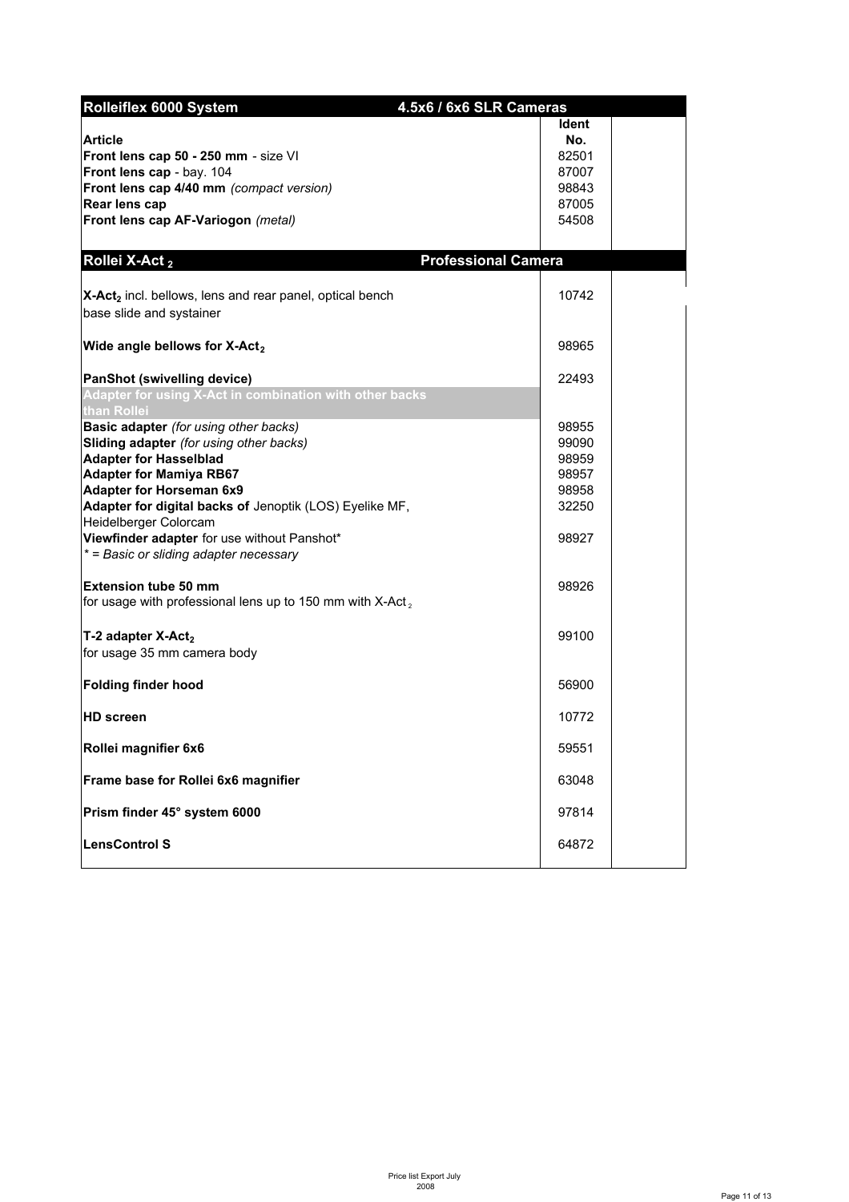| Rolleiflex 6000 System | 4.5x6 / 6x6 SLR Cameras | |
|---|---|---|
| **Article** | **Ident No.** | |
| **Front lens cap 50 - 250 mm** - size VI | 82501 | |
| **Front lens cap** - bay. 104 | 87007 | |
| **Front lens cap 4/40 mm** *(compact version)* | 98843 | |
| **Rear lens cap** | 87005 | |
| **Front lens cap AF-Variogon** *(metal)* | 54508 | |

| Rollei X-Act $_2$ | Professional Camera | |
|---|---|---|
| **X-Act$_2$** incl. bellows, lens and rear panel, optical bench base slide and systainer | 10742 | |
| **Wide angle bellows for X-Act$_2$** | 98965 | |
| **PanShot (swivelling device)** | 22493 | |
| **Adapter for using X-Act in combination with other backs than Rollei** | | |
| **Basic adapter** *(for using other backs)* | 98955 | |
| **Sliding adapter** *(for using other backs)* | 99090 | |
| **Adapter for Hasselblad** | 98959 | |
| **Adapter for Mamiya RB67** | 98957 | |
| **Adapter for Horseman 6x9** | 98958 | |
| **Adapter for digital backs of** Jenoptik (LOS) Eyelike MF, Heidelberger Colorcam | 32250 | |
| **Viewfinder adapter** for use without Panshot* <br> *\* = Basic or sliding adapter necessary* | 98927 | |
| **Extension tube 50 mm** <br> for usage with professional lens up to 150 mm with X-Act$_2$ | 98926 | |
| **T-2 adapter X-Act$_2$** <br> for usage 35 mm camera body | 99100 | |
| **Folding finder hood** | 56900 | |
| **HD screen** | 10772 | |
| **Rollei magnifier 6x6** | 59551 | |
| **Frame base for Rollei 6x6 magnifier** | 63048 | |
| **Prism finder 45° system 6000** | 97814 | |
| **LensControl S** | 64872 | |

Price list Export July 2008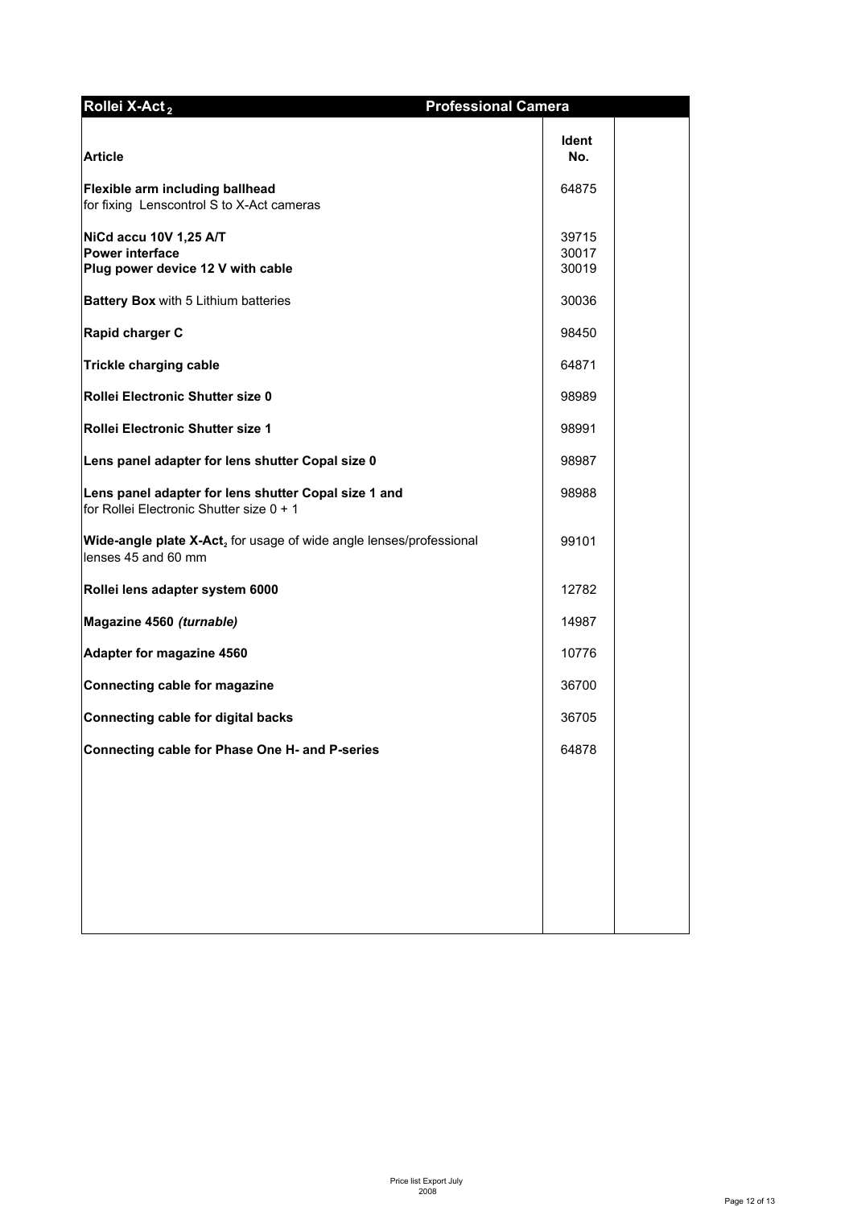| Rollei X-Act $_2$ Professional Camera | | |
|---|---|---|
| **Article** | **Ident No.** | |
| **Flexible arm including ballhead** for fixing Lenscontrol S to X-Act cameras | 64875 | |
| **NiCd accu 10V 1,25 A/T** | 39715 | |
| **Power interface** | 30017 | |
| **Plug power device 12 V with cable** | 30019 | |
| **Battery Box** with 5 Lithium batteries | 30036 | |
| **Rapid charger C** | 98450 | |
| **Trickle charging cable** | 64871 | |
| **Rollei Electronic Shutter size 0** | 98989 | |
| **Rollei Electronic Shutter size 1** | 98991 | |
| **Lens panel adapter for lens shutter Copal size 0** | 98987 | |
| **Lens panel adapter for lens shutter Copal size 1 and** for Rollei Electronic Shutter size 0 + 1 | 98988 | |
| **Wide-angle plate X-Act$_2$** for usage of wide angle lenses/professional lenses 45 and 60 mm | 99101 | |
| **Rollei lens adapter system 6000** | 12782 | |
| **Magazine 4560** ***(turnable)*** | 14987 | |
| **Adapter for magazine 4560** | 10776 | |
| **Connecting cable for magazine** | 36700 | |
| **Connecting cable for digital backs** | 36705 | |
| **Connecting cable for Phase One H- and P-series** | 64878 | |

Price list Export July 2008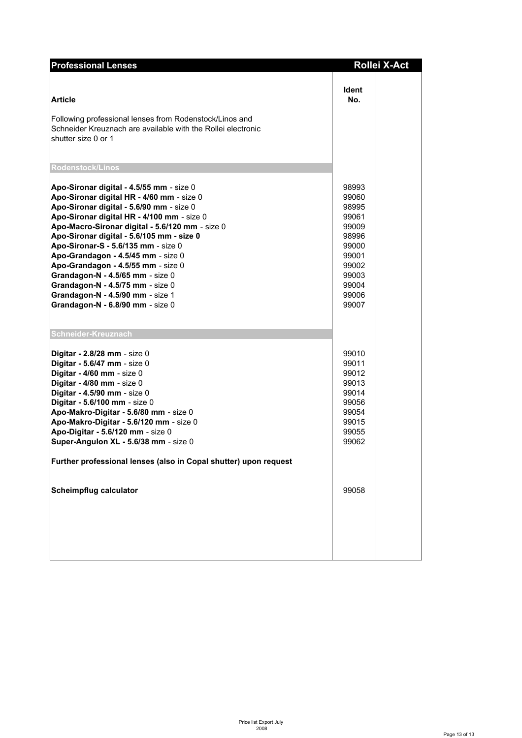| Professional Lenses | Rollei X-Act | |
|---|---|---|
| **Article** | **Ident No.** | |
| Following professional lenses from Rodenstock/Linos and Schneider Kreuznach are available with the Rollei electronic shutter size 0 or 1 | | |
| **Rodenstock/Linos** | | |
| **Apo-Sironar digital - 4.5/55 mm** - size 0 | 98993 | |
| **Apo-Sironar digital HR - 4/60 mm** - size 0 | 99060 | |
| **Apo-Sironar digital - 5.6/90 mm** - size 0 | 98995 | |
| **Apo-Sironar digital HR - 4/100 mm** - size 0 | 99061 | |
| **Apo-Macro-Sironar digital - 5.6/120 mm** - size 0 | 99009 | |
| **Apo-Sironar digital - 5.6/105 mm - size 0** | 98996 | |
| **Apo-Sironar-S - 5.6/135 mm** - size 0 | 99000 | |
| **Apo-Grandagon - 4.5/45 mm** - size 0 | 99001 | |
| **Apo-Grandagon - 4.5/55 mm** - size 0 | 99002 | |
| **Grandagon-N - 4.5/65 mm** - size 0 | 99003 | |
| **Grandagon-N - 4.5/75 mm** - size 0 | 99004 | |
| **Grandagon-N - 4.5/90 mm** - size 1 | 99006 | |
| **Grandagon-N - 6.8/90 mm** - size 0 | 99007 | |
| **Schneider-Kreuznach** | | |
| **Digitar - 2.8/28 mm** - size 0 | 99010 | |
| **Digitar - 5.6/47 mm** - size 0 | 99011 | |
| **Digitar - 4/60 mm** - size 0 | 99012 | |
| **Digitar - 4/80 mm** - size 0 | 99013 | |
| **Digitar - 4.5/90 mm** - size 0 | 99014 | |
| **Digitar - 5.6/100 mm** - size 0 | 99056 | |
| **Apo-Makro-Digitar - 5.6/80 mm** - size 0 | 99054 | |
| **Apo-Makro-Digitar - 5.6/120 mm** - size 0 | 99015 | |
| **Apo-Digitar - 5.6/120 mm** - size 0 | 99055 | |
| **Super-Angulon XL - 5.6/38 mm** - size 0 | 99062 | |
| **Further professional lenses (also in Copal shutter) upon request** | | |
| **Scheimpflug calculator** | 99058 | |

Price list Export July 2008